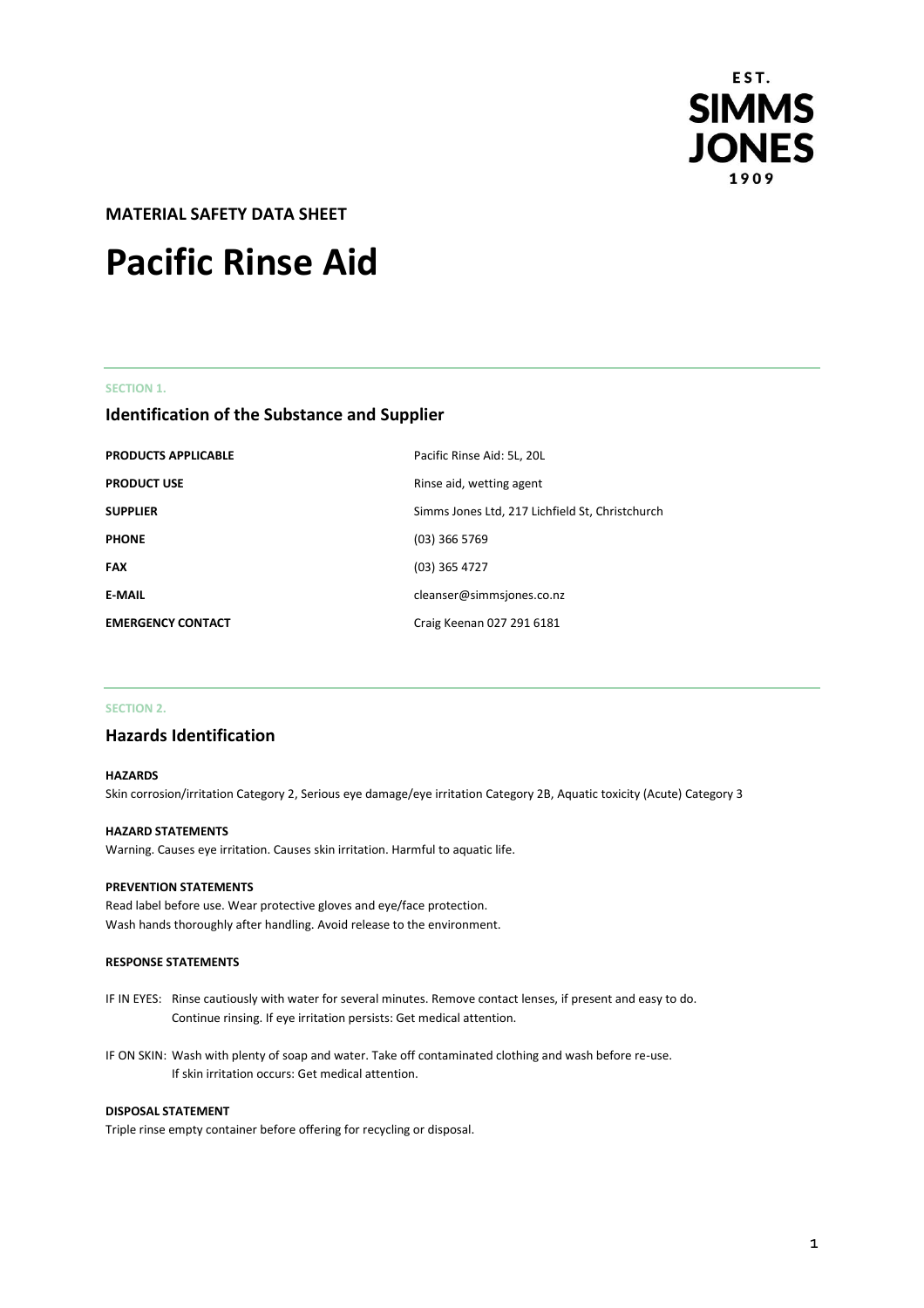EST.
SIMMS
JONES
1909

**MATERIAL SAFETY DATA SHEET**

# Pacific Rinse Aid

SECTION 1.

## Identification of the Substance and Supplier

| | |
|---|---|
| **PRODUCTS APPLICABLE** | Pacific Rinse Aid: 5L, 20L |
| **PRODUCT USE** | Rinse aid, wetting agent |
| **SUPPLIER** | Simms Jones Ltd, 217 Lichfield St, Christchurch |
| **PHONE** | (03) 366 5769 |
| **FAX** | (03) 365 4727 |
| **E-MAIL** | cleanser@simmsjones.co.nz |
| **EMERGENCY CONTACT** | Craig Keenan 027 291 6181 |

SECTION 2.

## Hazards Identification

**HAZARDS**

Skin corrosion/irritation Category 2, Serious eye damage/eye irritation Category 2B, Aquatic toxicity (Acute) Category 3

**HAZARD STATEMENTS**

Warning. Causes eye irritation. Causes skin irritation. Harmful to aquatic life.

**PREVENTION STATEMENTS**

Read label before use. Wear protective gloves and eye/face protection.
Wash hands thoroughly after handling. Avoid release to the environment.

**RESPONSE STATEMENTS**

IF IN EYES: Rinse cautiously with water for several minutes. Remove contact lenses, if present and easy to do. Continue rinsing. If eye irritation persists: Get medical attention.

IF ON SKIN: Wash with plenty of soap and water. Take off contaminated clothing and wash before re-use. If skin irritation occurs: Get medical attention.

**DISPOSAL STATEMENT**

Triple rinse empty container before offering for recycling or disposal.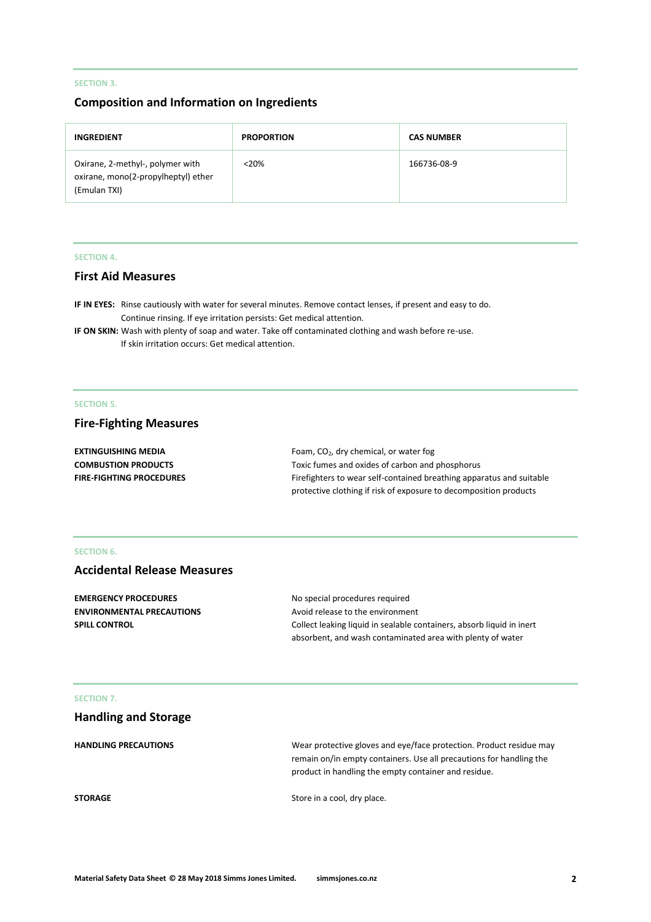SECTION 3.

## Composition and Information on Ingredients

| INGREDIENT | PROPORTION | CAS NUMBER |
|---|---|---|
| Oxirane, 2-methyl-, polymer with oxirane, mono(2-propylheptyl) ether (Emulan TXI) | <20% | 166736-08-9 |

SECTION 4.

## First Aid Measures

**IF IN EYES:** Rinse cautiously with water for several minutes. Remove contact lenses, if present and easy to do. Continue rinsing. If eye irritation persists: Get medical attention.

**IF ON SKIN:** Wash with plenty of soap and water. Take off contaminated clothing and wash before re-use. If skin irritation occurs: Get medical attention.

SECTION 5.

## Fire-Fighting Measures

**EXTINGUISHING MEDIA** Foam, $CO_2$, dry chemical, or water fog

**COMBUSTION PRODUCTS** Toxic fumes and oxides of carbon and phosphorus

**FIRE-FIGHTING PROCEDURES** Firefighters to wear self-contained breathing apparatus and suitable protective clothing if risk of exposure to decomposition products

SECTION 6.

## Accidental Release Measures

**EMERGENCY PROCEDURES** No special procedures required

**ENVIRONMENTAL PRECAUTIONS** Avoid release to the environment

**SPILL CONTROL** Collect leaking liquid in sealable containers, absorb liquid in inert absorbent, and wash contaminated area with plenty of water

SECTION 7.

## Handling and Storage

**HANDLING PRECAUTIONS** Wear protective gloves and eye/face protection. Product residue may remain on/in empty containers. Use all precautions for handling the product in handling the empty container and residue.

**STORAGE** Store in a cool, dry place.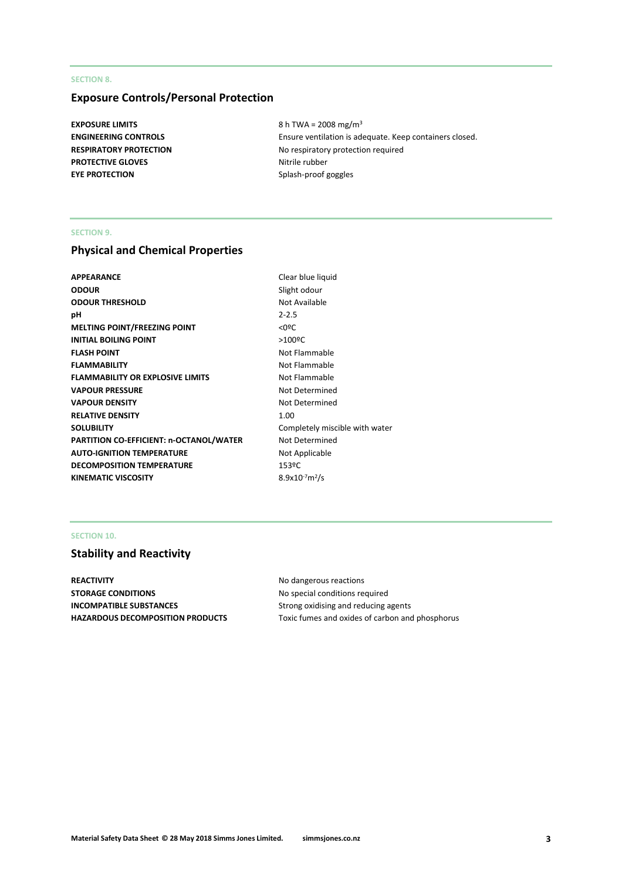SECTION 8.

## Exposure Controls/Personal Protection

| | |
|---|---|
| **EXPOSURE LIMITS** | 8 h TWA = 2008 $mg/m^3$ |
| **ENGINEERING CONTROLS** | Ensure ventilation is adequate. Keep containers closed. |
| **RESPIRATORY PROTECTION** | No respiratory protection required |
| **PROTECTIVE GLOVES** | Nitrile rubber |
| **EYE PROTECTION** | Splash-proof goggles |

SECTION 9.

## Physical and Chemical Properties

| | |
|---|---|
| **APPEARANCE** | Clear blue liquid |
| **ODOUR** | Slight odour |
| **ODOUR THRESHOLD** | Not Available |
| **pH** | 2-2.5 |
| **MELTING POINT/FREEZING POINT** | <0ºC |
| **INITIAL BOILING POINT** | >100ºC |
| **FLASH POINT** | Not Flammable |
| **FLAMMABILITY** | Not Flammable |
| **FLAMMABILITY OR EXPLOSIVE LIMITS** | Not Flammable |
| **VAPOUR PRESSURE** | Not Determined |
| **VAPOUR DENSITY** | Not Determined |
| **RELATIVE DENSITY** | 1.00 |
| **SOLUBILITY** | Completely miscible with water |
| **PARTITION CO-EFFICIENT: n-OCTANOL/WATER** | Not Determined |
| **AUTO-IGNITION TEMPERATURE** | Not Applicable |
| **DECOMPOSITION TEMPERATURE** | 153ºC |
| **KINEMATIC VISCOSITY** | $8.9x10^{-7}m^2/s$ |

SECTION 10.

## Stability and Reactivity

| | |
|---|---|
| **REACTIVITY** | No dangerous reactions |
| **STORAGE CONDITIONS** | No special conditions required |
| **INCOMPATIBLE SUBSTANCES** | Strong oxidising and reducing agents |
| **HAZARDOUS DECOMPOSITION PRODUCTS** | Toxic fumes and oxides of carbon and phosphorus |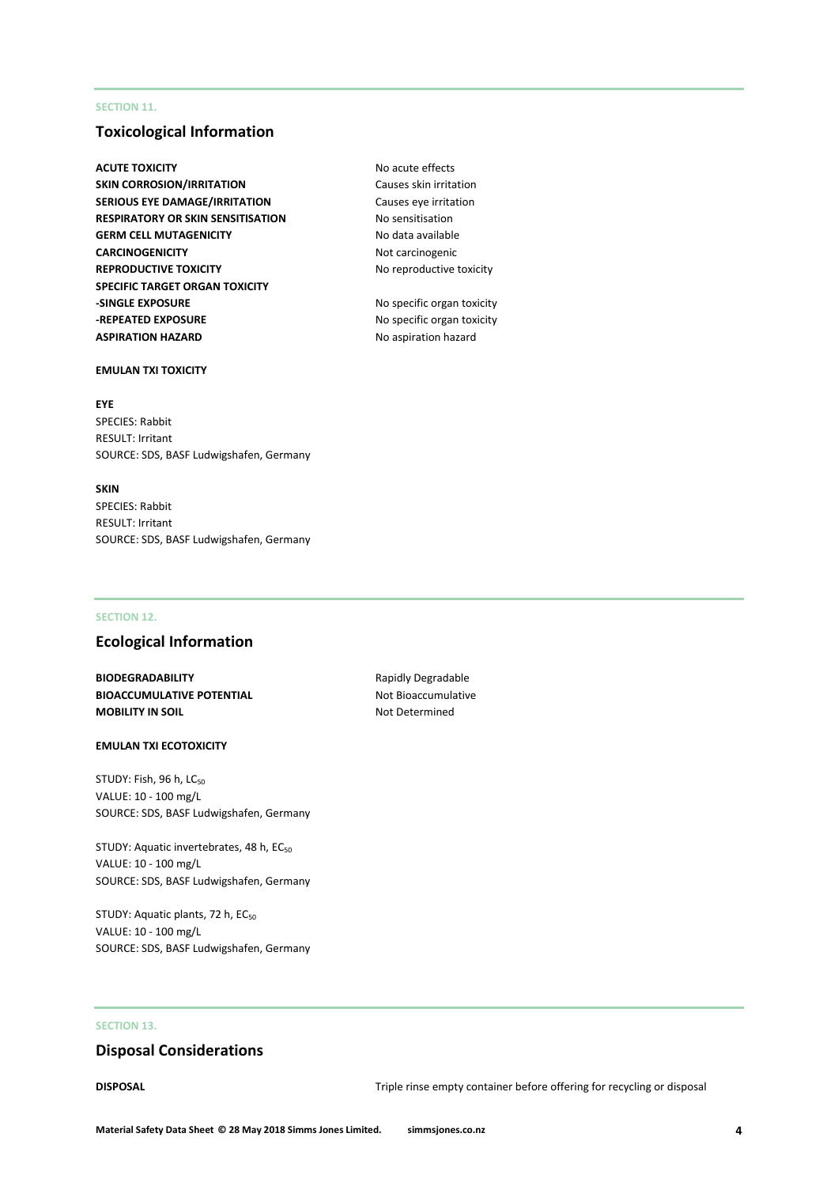SECTION 11.

## Toxicological Information

| | |
|---|---|
| **ACUTE TOXICITY** | No acute effects |
| **SKIN CORROSION/IRRITATION** | Causes skin irritation |
| **SERIOUS EYE DAMAGE/IRRITATION** | Causes eye irritation |
| **RESPIRATORY OR SKIN SENSITISATION** | No sensitisation |
| **GERM CELL MUTAGENICITY** | No data available |
| **CARCINOGENICITY** | Not carcinogenic |
| **REPRODUCTIVE TOXICITY** | No reproductive toxicity |
| **SPECIFIC TARGET ORGAN TOXICITY** | |
| **-SINGLE EXPOSURE** | No specific organ toxicity |
| **-REPEATED EXPOSURE** | No specific organ toxicity |
| **ASPIRATION HAZARD** | No aspiration hazard |

**EMULAN TXI TOXICITY**

**EYE**
SPECIES: Rabbit
RESULT: Irritant
SOURCE: SDS, BASF Ludwigshafen, Germany

**SKIN**
SPECIES: Rabbit
RESULT: Irritant
SOURCE: SDS, BASF Ludwigshafen, Germany

SECTION 12.

## Ecological Information

| | |
|---|---|
| **BIODEGRADABILITY** | Rapidly Degradable |
| **BIOACCUMULATIVE POTENTIAL** | Not Bioaccumulative |
| **MOBILITY IN SOIL** | Not Determined |

**EMULAN TXI ECOTOXICITY**

STUDY: Fish, 96 h, $LC_{50}$
VALUE: 10 - 100 mg/L
SOURCE: SDS, BASF Ludwigshafen, Germany

STUDY: Aquatic invertebrates, 48 h, $EC_{50}$
VALUE: 10 - 100 mg/L
SOURCE: SDS, BASF Ludwigshafen, Germany

STUDY: Aquatic plants, 72 h, $EC_{50}$
VALUE: 10 - 100 mg/L
SOURCE: SDS, BASF Ludwigshafen, Germany

SECTION 13.

## Disposal Considerations

| | |
|---|---|
| **DISPOSAL** | Triple rinse empty container before offering for recycling or disposal |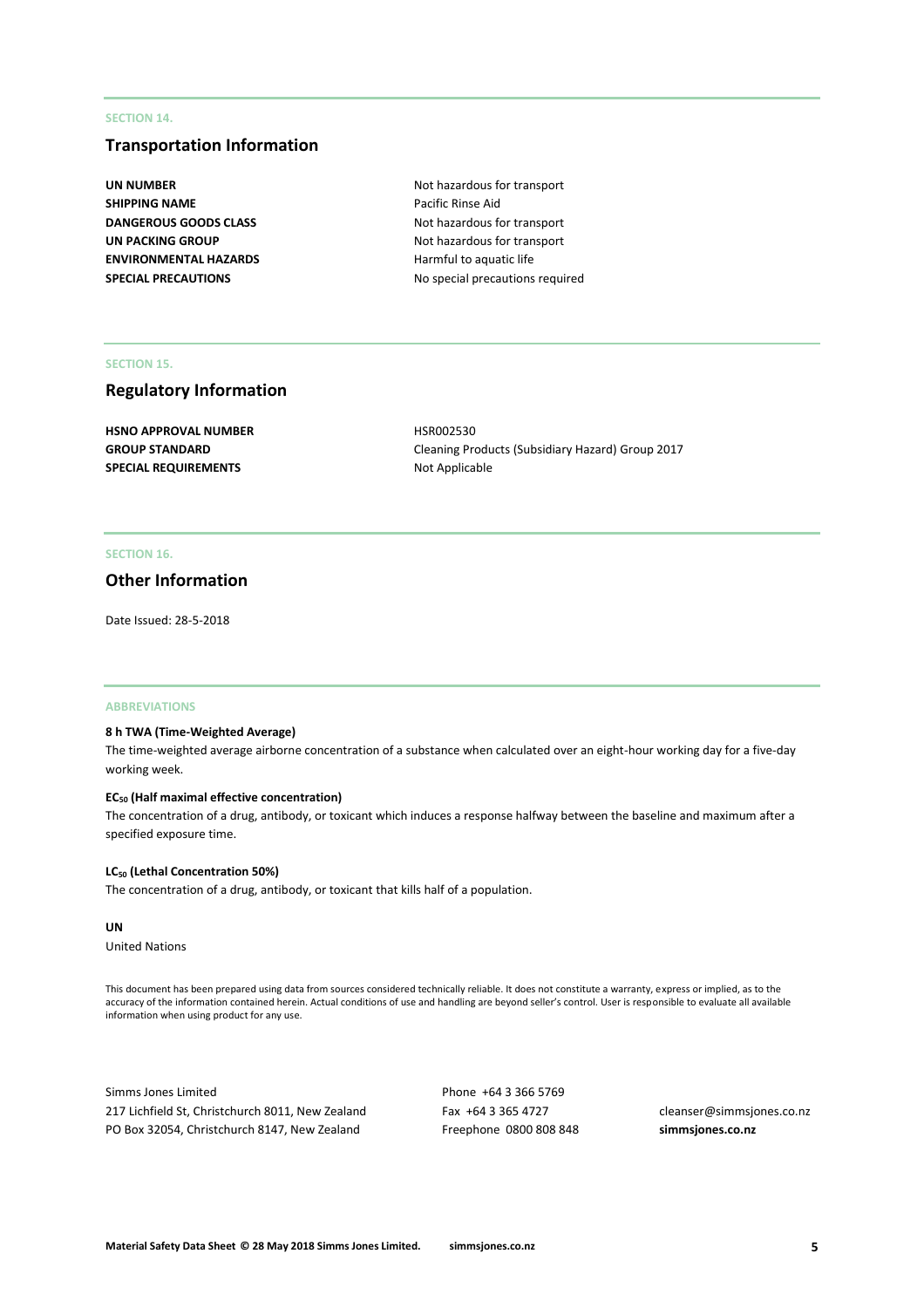SECTION 14.

## Transportation Information

| | |
|---|---|
| **UN NUMBER** | Not hazardous for transport |
| **SHIPPING NAME** | Pacific Rinse Aid |
| **DANGEROUS GOODS CLASS** | Not hazardous for transport |
| **UN PACKING GROUP** | Not hazardous for transport |
| **ENVIRONMENTAL HAZARDS** | Harmful to aquatic life |
| **SPECIAL PRECAUTIONS** | No special precautions required |

SECTION 15.

## Regulatory Information

| | |
|---|---|
| **HSNO APPROVAL NUMBER** | HSR002530 |
| **GROUP STANDARD** | Cleaning Products (Subsidiary Hazard) Group 2017 |
| **SPECIAL REQUIREMENTS** | Not Applicable |

SECTION 16.

## Other Information

Date Issued: 28-5-2018

### ABBREVIATIONS

**8 h TWA (Time-Weighted Average)**

The time-weighted average airborne concentration of a substance when calculated over an eight-hour working day for a five-day working week.

**$EC_{50}$ (Half maximal effective concentration)**

The concentration of a drug, antibody, or toxicant which induces a response halfway between the baseline and maximum after a specified exposure time.

**$LC_{50}$ (Lethal Concentration 50%)**

The concentration of a drug, antibody, or toxicant that kills half of a population.

**UN**

United Nations

This document has been prepared using data from sources considered technically reliable. It does not constitute a warranty, express or implied, as to the accuracy of the information contained herein. Actual conditions of use and handling are beyond seller's control. User is responsible to evaluate all available information when using product for any use.

Simms Jones Limited
217 Lichfield St, Christchurch 8011, New Zealand
PO Box 32054, Christchurch 8147, New Zealand

Phone +64 3 366 5769
Fax +64 3 365 4727
Freephone 0800 808 848

cleanser@simmsjones.co.nz
**simmsjones.co.nz**